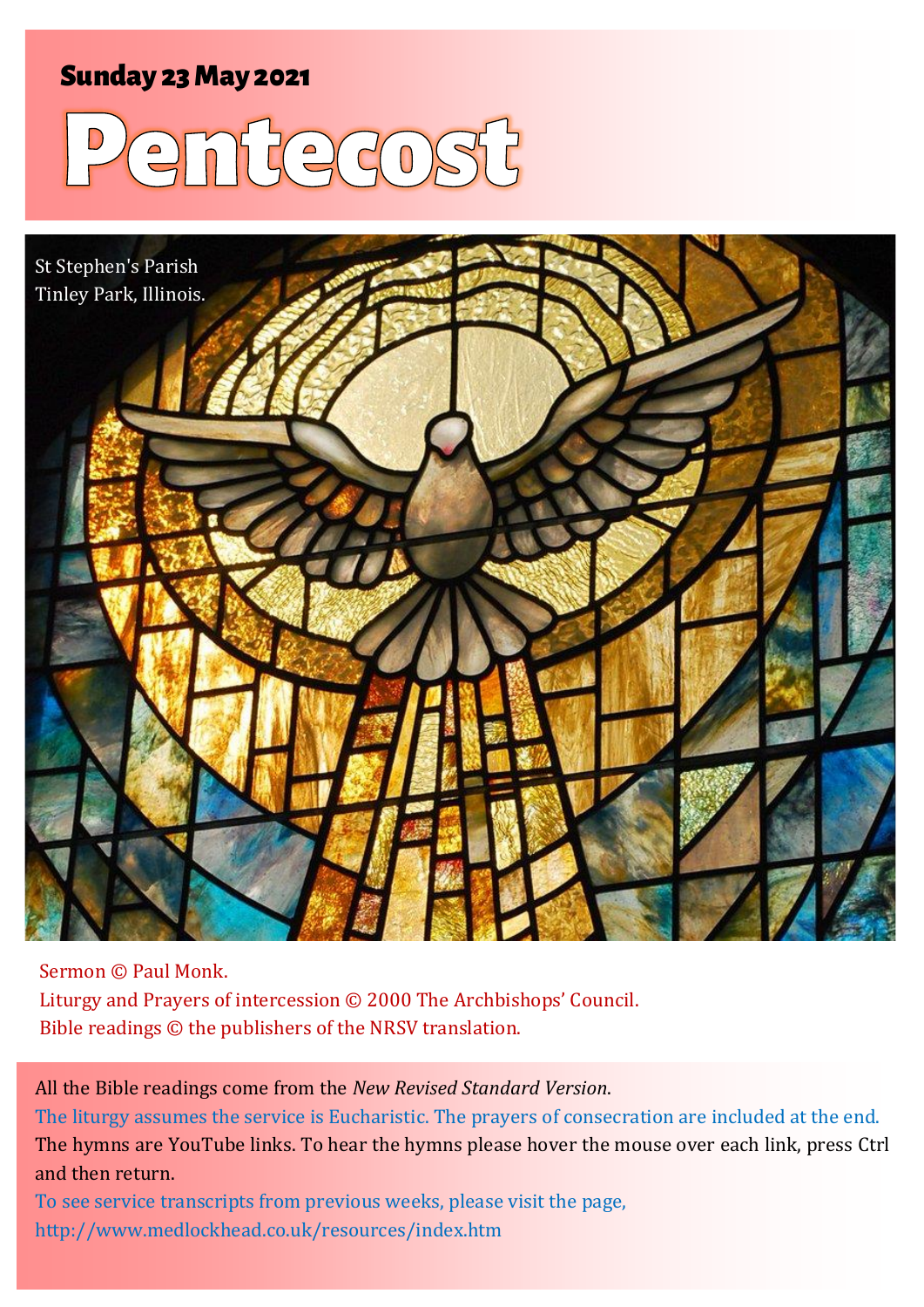**Sunday 23 May 2021**

# Pentecost

St Stephen's Parish
Tinley Park, Illinois.

Sermon © Paul Monk.
Liturgy and Prayers of intercession © 2000 The Archbishops' Council.
Bible readings © the publishers of the NRSV translation.

All the Bible readings come from the *New Revised Standard Version*.
The liturgy assumes the service is Eucharistic. The prayers of consecration are included at the end.
The hymns are YouTube links. To hear the hymns please hover the mouse over each link, press Ctrl and then return.
To see service transcripts from previous weeks, please visit the page,
http://www.medlockhead.co.uk/resources/index.htm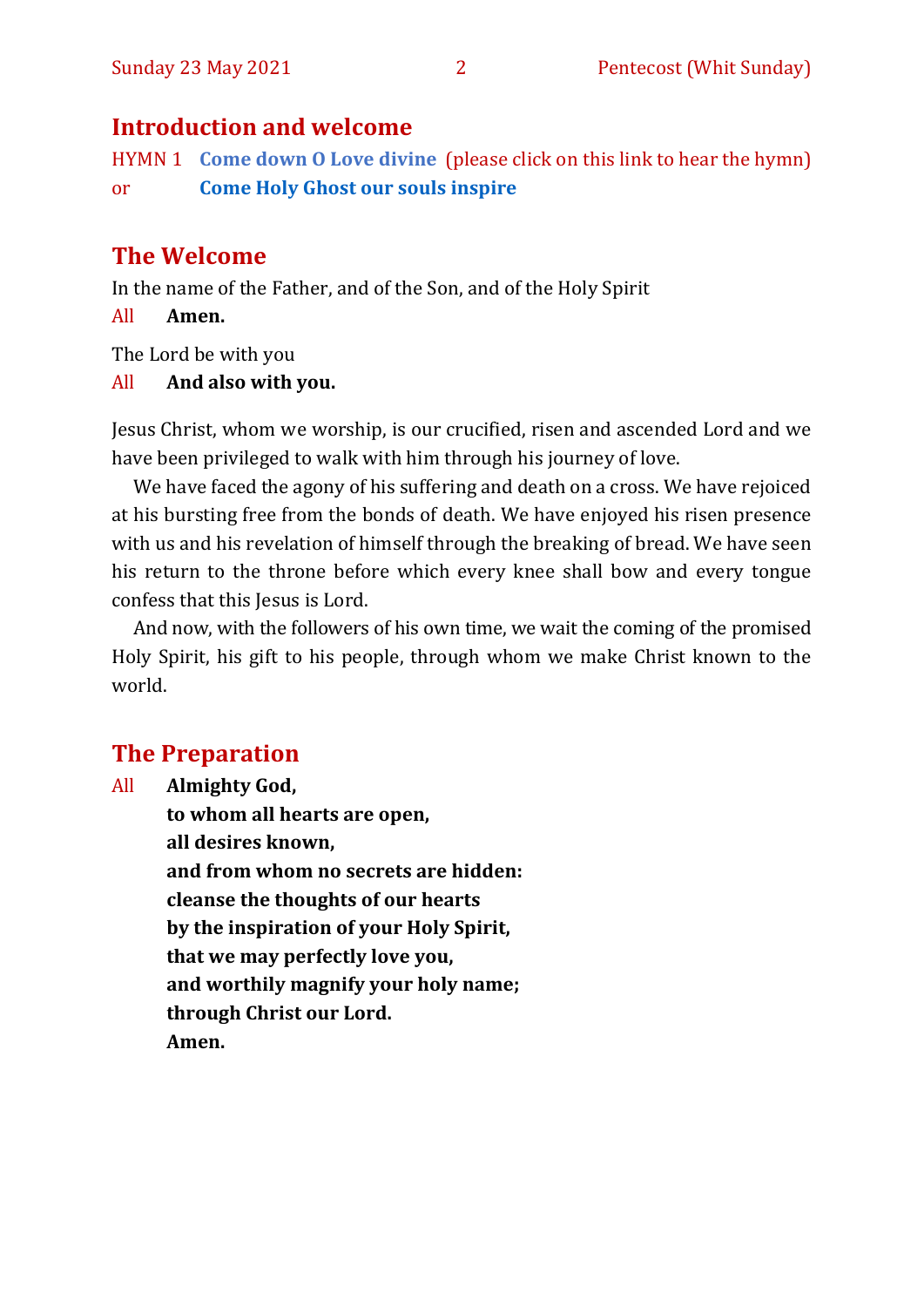## Introduction and welcome

HYMN 1 **Come down O Love divine** (please click on this link to hear the hymn)
or **Come Holy Ghost our souls inspire**

## The Welcome

In the name of the Father, and of the Son, and of the Holy Spirit

All **Amen.**

The Lord be with you

All **And also with you.**

Jesus Christ, whom we worship, is our crucified, risen and ascended Lord and we have been privileged to walk with him through his journey of love.

We have faced the agony of his suffering and death on a cross. We have rejoiced at his bursting free from the bonds of death. We have enjoyed his risen presence with us and his revelation of himself through the breaking of bread. We have seen his return to the throne before which every knee shall bow and every tongue confess that this Jesus is Lord.

And now, with the followers of his own time, we wait the coming of the promised Holy Spirit, his gift to his people, through whom we make Christ known to the world.

## The Preparation

All **Almighty God,**
**to whom all hearts are open,**
**all desires known,**
**and from whom no secrets are hidden:**
**cleanse the thoughts of our hearts**
**by the inspiration of your Holy Spirit,**
**that we may perfectly love you,**
**and worthily magnify your holy name;**
**through Christ our Lord.**
**Amen.**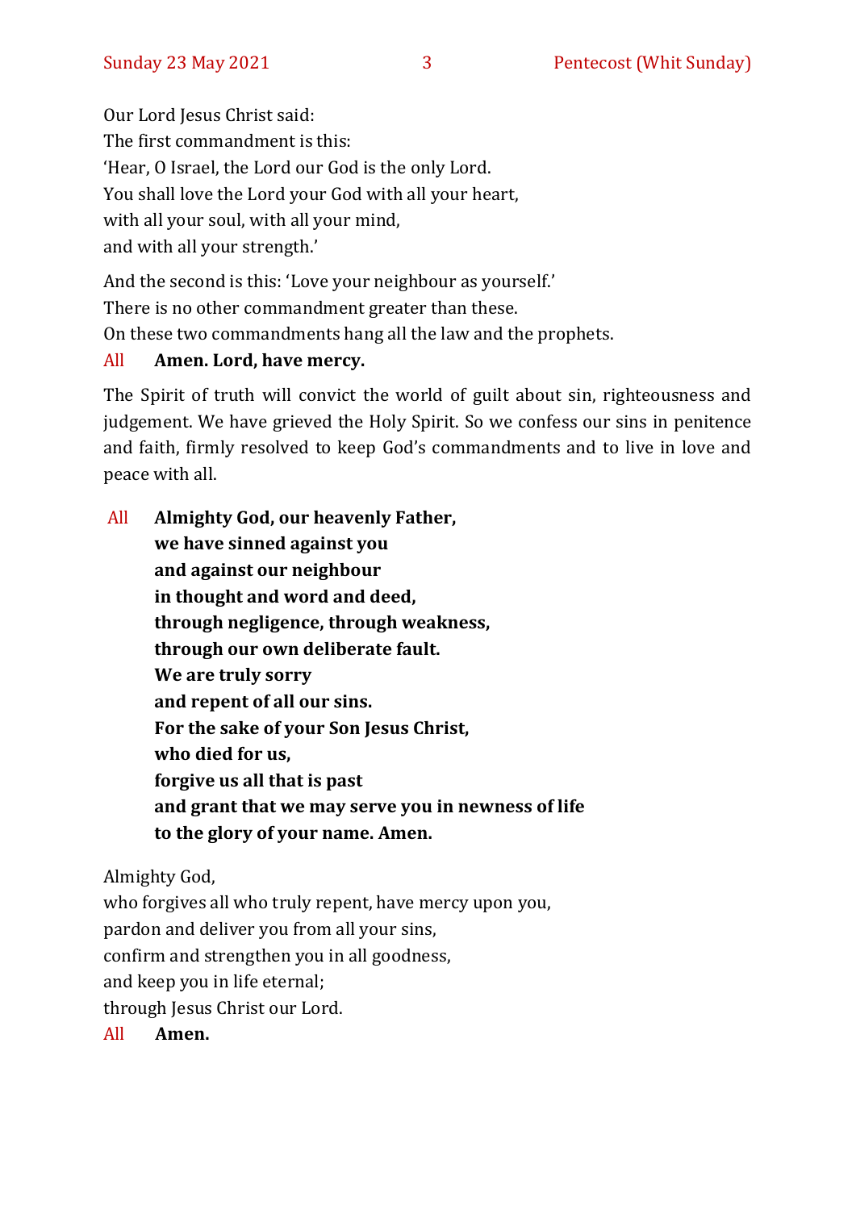Our Lord Jesus Christ said:  
The first commandment is this:  
'Hear, O Israel, the Lord our God is the only Lord.  
You shall love the Lord your God with all your heart,  
with all your soul, with all your mind,  
and with all your strength.'

And the second is this: 'Love your neighbour as yourself.'  
There is no other commandment greater than these.  
On these two commandments hang all the law and the prophets.

All **Amen. Lord, have mercy.**

The Spirit of truth will convict the world of guilt about sin, righteousness and judgement. We have grieved the Holy Spirit. So we confess our sins in penitence and faith, firmly resolved to keep God's commandments and to live in love and peace with all.

All **Almighty God, our heavenly Father,**  
**we have sinned against you**  
**and against our neighbour**  
**in thought and word and deed,**  
**through negligence, through weakness,**  
**through our own deliberate fault.**  
**We are truly sorry**  
**and repent of all our sins.**  
**For the sake of your Son Jesus Christ,**  
**who died for us,**  
**forgive us all that is past**  
**and grant that we may serve you in newness of life**  
**to the glory of your name. Amen.**

Almighty God,  
who forgives all who truly repent, have mercy upon you,  
pardon and deliver you from all your sins,  
confirm and strengthen you in all goodness,  
and keep you in life eternal;  
through Jesus Christ our Lord.

All **Amen.**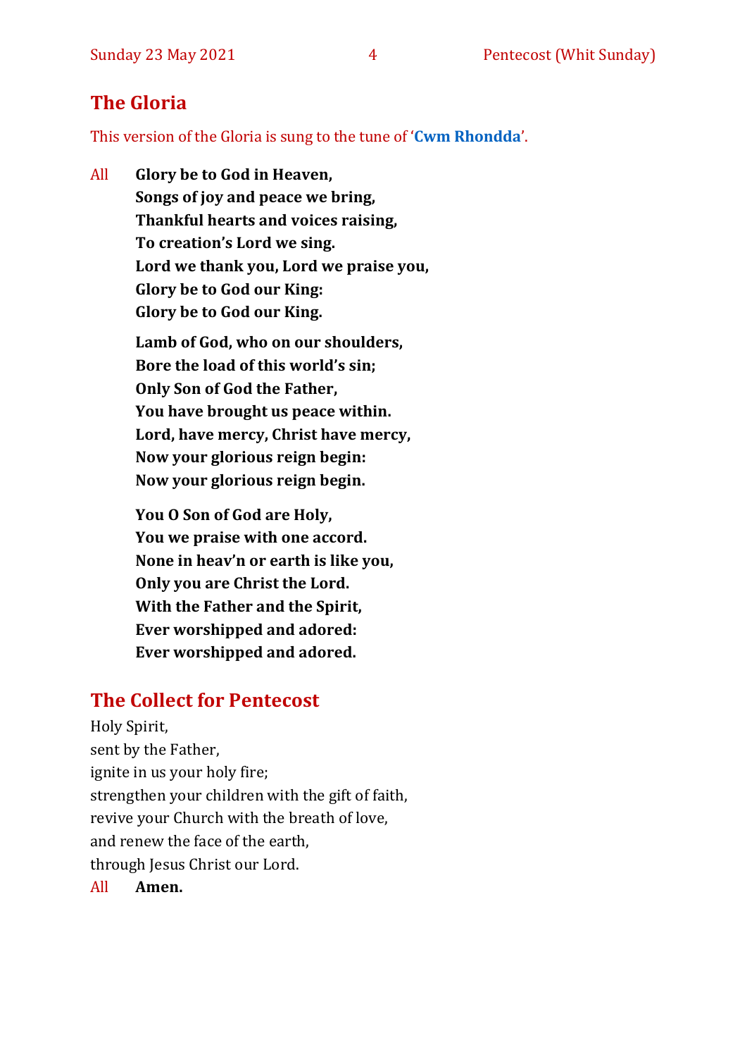## The Gloria

This version of the Gloria is sung to the tune of '**Cwm Rhondda**'.

All **Glory be to God in Heaven,**
**Songs of joy and peace we bring,**
**Thankful hearts and voices raising,**
**To creation's Lord we sing.**
**Lord we thank you, Lord we praise you,**
**Glory be to God our King:**
**Glory be to God our King.**

**Lamb of God, who on our shoulders,**
**Bore the load of this world's sin;**
**Only Son of God the Father,**
**You have brought us peace within.**
**Lord, have mercy, Christ have mercy,**
**Now your glorious reign begin:**
**Now your glorious reign begin.**

**You O Son of God are Holy,**
**You we praise with one accord.**
**None in heav'n or earth is like you,**
**Only you are Christ the Lord.**
**With the Father and the Spirit,**
**Ever worshipped and adored:**
**Ever worshipped and adored.**

## The Collect for Pentecost

Holy Spirit,
sent by the Father,
ignite in us your holy fire;
strengthen your children with the gift of faith,
revive your Church with the breath of love,
and renew the face of the earth,
through Jesus Christ our Lord.

All **Amen.**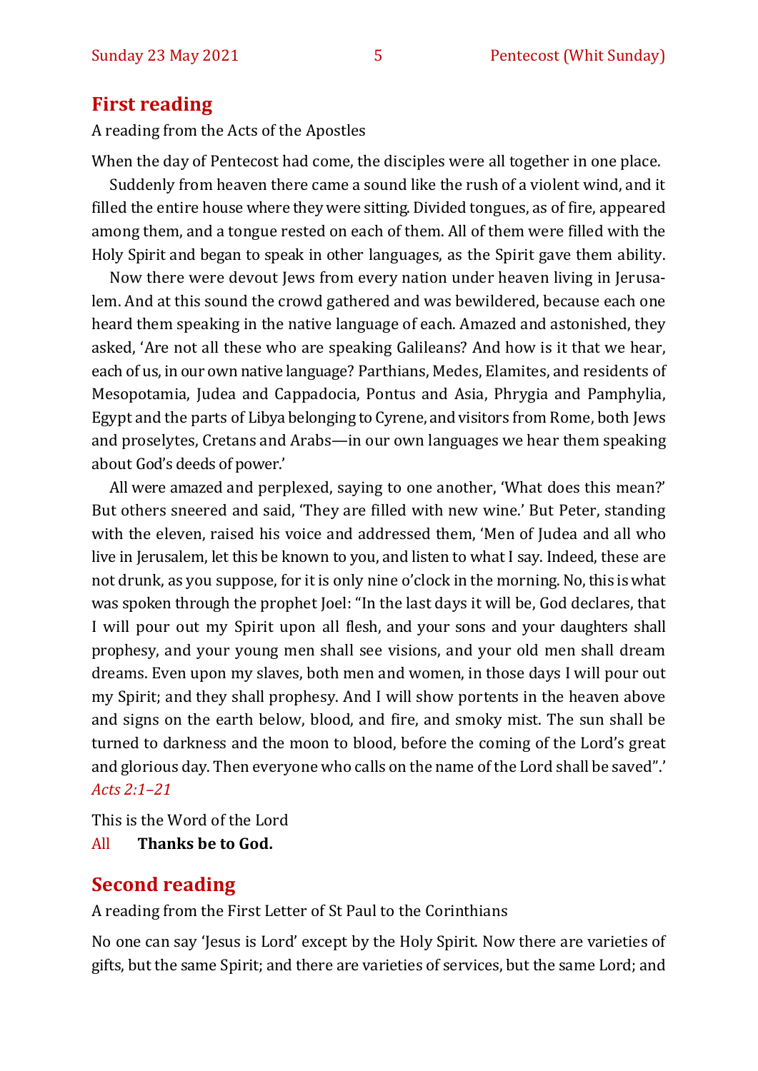## First reading

A reading from the Acts of the Apostles

When the day of Pentecost had come, the disciples were all together in one place.

Suddenly from heaven there came a sound like the rush of a violent wind, and it filled the entire house where they were sitting. Divided tongues, as of fire, appeared among them, and a tongue rested on each of them. All of them were filled with the Holy Spirit and began to speak in other languages, as the Spirit gave them ability.

Now there were devout Jews from every nation under heaven living in Jerusalem. And at this sound the crowd gathered and was bewildered, because each one heard them speaking in the native language of each. Amazed and astonished, they asked, 'Are not all these who are speaking Galileans? And how is it that we hear, each of us, in our own native language? Parthians, Medes, Elamites, and residents of Mesopotamia, Judea and Cappadocia, Pontus and Asia, Phrygia and Pamphylia, Egypt and the parts of Libya belonging to Cyrene, and visitors from Rome, both Jews and proselytes, Cretans and Arabs—in our own languages we hear them speaking about God's deeds of power.'

All were amazed and perplexed, saying to one another, 'What does this mean?' But others sneered and said, 'They are filled with new wine.' But Peter, standing with the eleven, raised his voice and addressed them, 'Men of Judea and all who live in Jerusalem, let this be known to you, and listen to what I say. Indeed, these are not drunk, as you suppose, for it is only nine o'clock in the morning. No, this is what was spoken through the prophet Joel: "In the last days it will be, God declares, that I will pour out my Spirit upon all flesh, and your sons and your daughters shall prophesy, and your young men shall see visions, and your old men shall dream dreams. Even upon my slaves, both men and women, in those days I will pour out my Spirit; and they shall prophesy. And I will show portents in the heaven above and signs on the earth below, blood, and fire, and smoky mist. The sun shall be turned to darkness and the moon to blood, before the coming of the Lord's great and glorious day. Then everyone who calls on the name of the Lord shall be saved".'
*Acts 2:1–21*

This is the Word of the Lord
All **Thanks be to God.**

## Second reading

A reading from the First Letter of St Paul to the Corinthians

No one can say 'Jesus is Lord' except by the Holy Spirit. Now there are varieties of gifts, but the same Spirit; and there are varieties of services, but the same Lord; and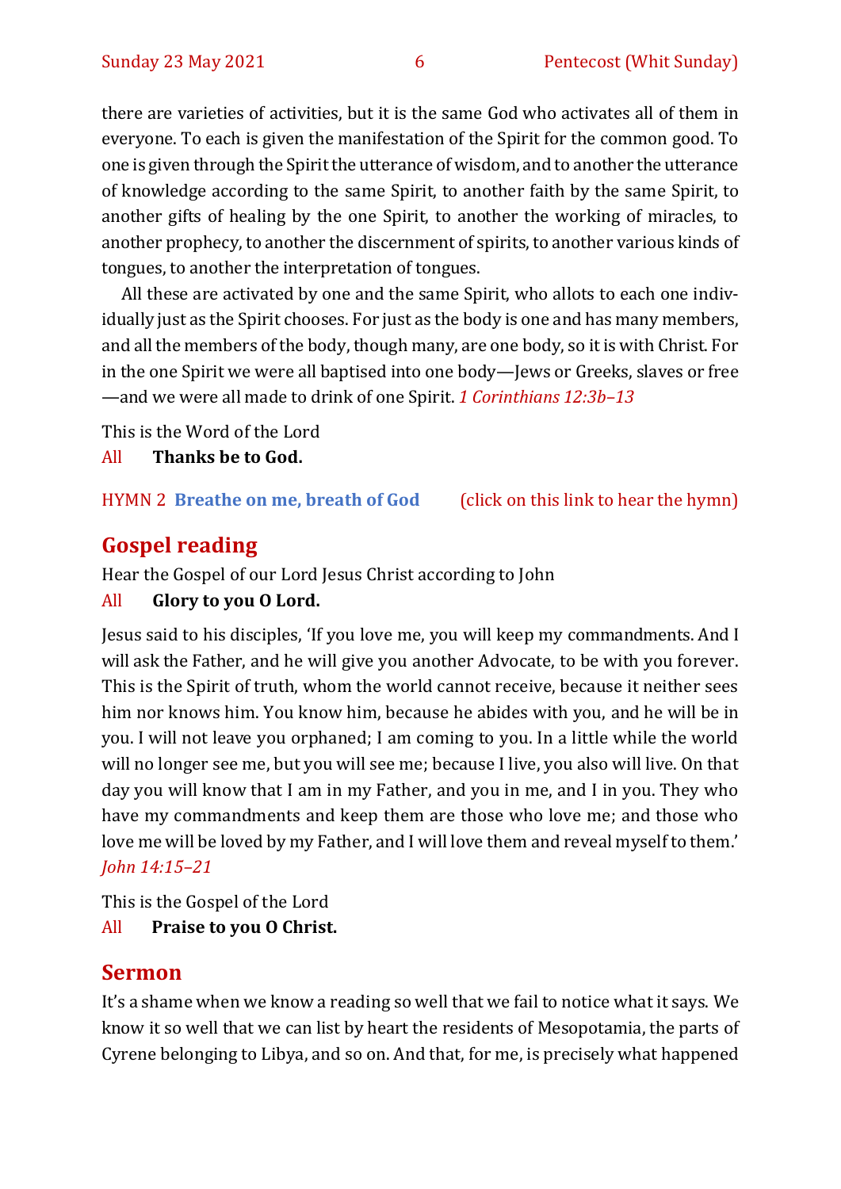there are varieties of activities, but it is the same God who activates all of them in everyone. To each is given the manifestation of the Spirit for the common good. To one is given through the Spirit the utterance of wisdom, and to another the utterance of knowledge according to the same Spirit, to another faith by the same Spirit, to another gifts of healing by the one Spirit, to another the working of miracles, to another prophecy, to another the discernment of spirits, to another various kinds of tongues, to another the interpretation of tongues.

All these are activated by one and the same Spirit, who allots to each one individually just as the Spirit chooses. For just as the body is one and has many members, and all the members of the body, though many, are one body, so it is with Christ. For in the one Spirit we were all baptised into one body—Jews or Greeks, slaves or free—and we were all made to drink of one Spirit. *1 Corinthians 12:3b–13*

This is the Word of the Lord
All **Thanks be to God.**

HYMN 2 **Breathe on me, breath of God** (click on this link to hear the hymn)

## Gospel reading

Hear the Gospel of our Lord Jesus Christ according to John
All **Glory to you O Lord.**

Jesus said to his disciples, 'If you love me, you will keep my commandments. And I will ask the Father, and he will give you another Advocate, to be with you forever. This is the Spirit of truth, whom the world cannot receive, because it neither sees him nor knows him. You know him, because he abides with you, and he will be in you. I will not leave you orphaned; I am coming to you. In a little while the world will no longer see me, but you will see me; because I live, you also will live. On that day you will know that I am in my Father, and you in me, and I in you. They who have my commandments and keep them are those who love me; and those who love me will be loved by my Father, and I will love them and reveal myself to them.' *John 14:15–21*

This is the Gospel of the Lord
All **Praise to you O Christ.**

## Sermon

It's a shame when we know a reading so well that we fail to notice what it says. We know it so well that we can list by heart the residents of Mesopotamia, the parts of Cyrene belonging to Libya, and so on. And that, for me, is precisely what happened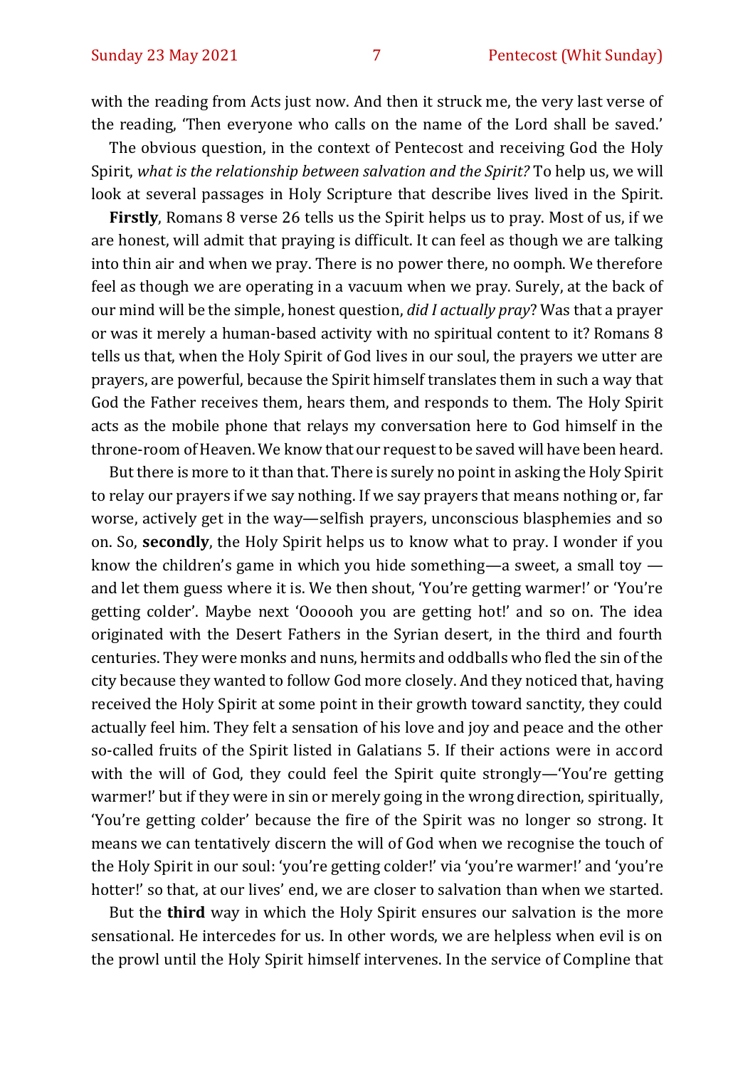with the reading from Acts just now. And then it struck me, the very last verse of the reading, 'Then everyone who calls on the name of the Lord shall be saved.'

The obvious question, in the context of Pentecost and receiving God the Holy Spirit, *what is the relationship between salvation and the Spirit?* To help us, we will look at several passages in Holy Scripture that describe lives lived in the Spirit.

**Firstly**, Romans 8 verse 26 tells us the Spirit helps us to pray. Most of us, if we are honest, will admit that praying is difficult. It can feel as though we are talking into thin air and when we pray. There is no power there, no oomph. We therefore feel as though we are operating in a vacuum when we pray. Surely, at the back of our mind will be the simple, honest question, *did I actually pray*? Was that a prayer or was it merely a human-based activity with no spiritual content to it? Romans 8 tells us that, when the Holy Spirit of God lives in our soul, the prayers we utter are prayers, are powerful, because the Spirit himself translates them in such a way that God the Father receives them, hears them, and responds to them. The Holy Spirit acts as the mobile phone that relays my conversation here to God himself in the throne-room of Heaven. We know that our request to be saved will have been heard.

But there is more to it than that. There is surely no point in asking the Holy Spirit to relay our prayers if we say nothing. If we say prayers that means nothing or, far worse, actively get in the way—selfish prayers, unconscious blasphemies and so on. So, **secondly**, the Holy Spirit helps us to know what to pray. I wonder if you know the children's game in which you hide something—a sweet, a small toy — and let them guess where it is. We then shout, 'You're getting warmer!' or 'You're getting colder'. Maybe next 'Oooooh you are getting hot!' and so on. The idea originated with the Desert Fathers in the Syrian desert, in the third and fourth centuries. They were monks and nuns, hermits and oddballs who fled the sin of the city because they wanted to follow God more closely. And they noticed that, having received the Holy Spirit at some point in their growth toward sanctity, they could actually feel him. They felt a sensation of his love and joy and peace and the other so-called fruits of the Spirit listed in Galatians 5. If their actions were in accord with the will of God, they could feel the Spirit quite strongly—'You're getting warmer!' but if they were in sin or merely going in the wrong direction, spiritually, 'You're getting colder' because the fire of the Spirit was no longer so strong. It means we can tentatively discern the will of God when we recognise the touch of the Holy Spirit in our soul: 'you're getting colder!' via 'you're warmer!' and 'you're hotter!' so that, at our lives' end, we are closer to salvation than when we started.

But the **third** way in which the Holy Spirit ensures our salvation is the more sensational. He intercedes for us. In other words, we are helpless when evil is on the prowl until the Holy Spirit himself intervenes. In the service of Compline that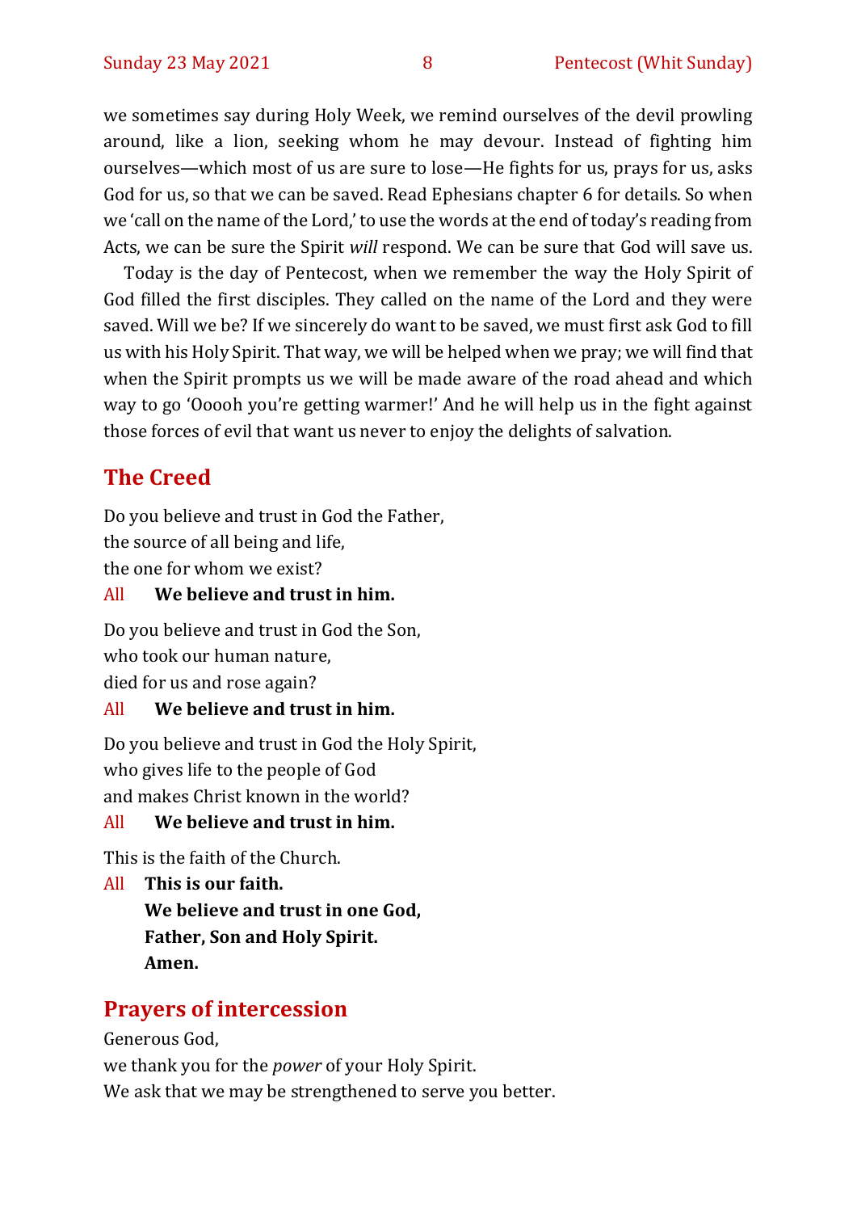we sometimes say during Holy Week, we remind ourselves of the devil prowling around, like a lion, seeking whom he may devour. Instead of fighting him ourselves—which most of us are sure to lose—He fights for us, prays for us, asks God for us, so that we can be saved. Read Ephesians chapter 6 for details. So when we 'call on the name of the Lord,' to use the words at the end of today's reading from Acts, we can be sure the Spirit *will* respond. We can be sure that God will save us.

Today is the day of Pentecost, when we remember the way the Holy Spirit of God filled the first disciples. They called on the name of the Lord and they were saved. Will we be? If we sincerely do want to be saved, we must first ask God to fill us with his Holy Spirit. That way, we will be helped when we pray; we will find that when the Spirit prompts us we will be made aware of the road ahead and which way to go 'Ooooh you're getting warmer!' And he will help us in the fight against those forces of evil that want us never to enjoy the delights of salvation.

## The Creed

Do you believe and trust in God the Father,
the source of all being and life,
the one for whom we exist?

All **We believe and trust in him.**

Do you believe and trust in God the Son,
who took our human nature,
died for us and rose again?

All **We believe and trust in him.**

Do you believe and trust in God the Holy Spirit,
who gives life to the people of God
and makes Christ known in the world?

All **We believe and trust in him.**

This is the faith of the Church.

All **This is our faith.**
**We believe and trust in one God,**
**Father, Son and Holy Spirit.**
**Amen.**

## Prayers of intercession

Generous God,
we thank you for the *power* of your Holy Spirit.
We ask that we may be strengthened to serve you better.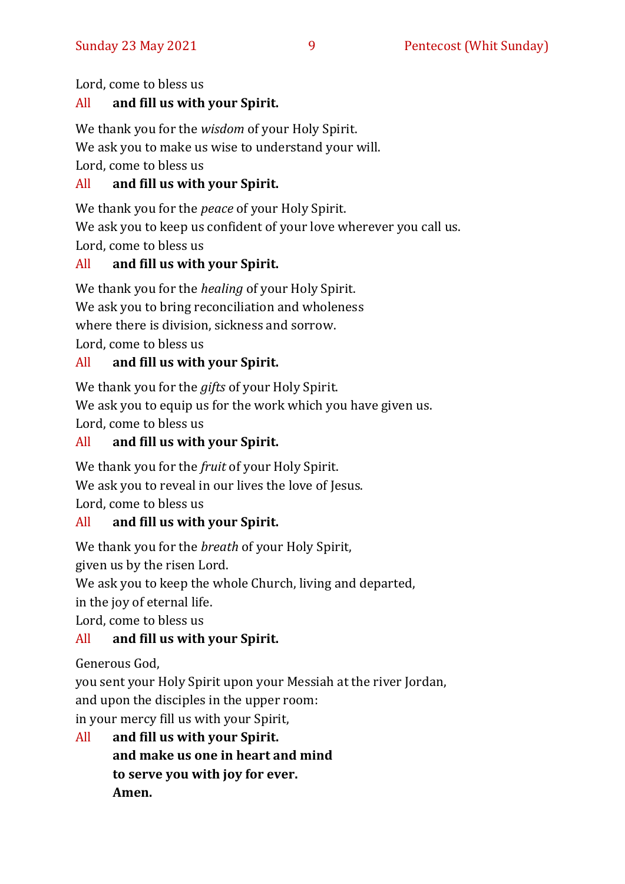Lord, come to bless us

All **and fill us with your Spirit.**

We thank you for the *wisdom* of your Holy Spirit.
We ask you to make us wise to understand your will.
Lord, come to bless us

All **and fill us with your Spirit.**

We thank you for the *peace* of your Holy Spirit.
We ask you to keep us confident of your love wherever you call us.
Lord, come to bless us

All **and fill us with your Spirit.**

We thank you for the *healing* of your Holy Spirit.
We ask you to bring reconciliation and wholeness
where there is division, sickness and sorrow.
Lord, come to bless us

All **and fill us with your Spirit.**

We thank you for the *gifts* of your Holy Spirit.
We ask you to equip us for the work which you have given us.
Lord, come to bless us

All **and fill us with your Spirit.**

We thank you for the *fruit* of your Holy Spirit.
We ask you to reveal in our lives the love of Jesus.
Lord, come to bless us

All **and fill us with your Spirit.**

We thank you for the *breath* of your Holy Spirit,
given us by the risen Lord.
We ask you to keep the whole Church, living and departed,
in the joy of eternal life.
Lord, come to bless us

All **and fill us with your Spirit.**

Generous God,
you sent your Holy Spirit upon your Messiah at the river Jordan,
and upon the disciples in the upper room:
in your mercy fill us with your Spirit,

All **and fill us with your Spirit.**
**and make us one in heart and mind**
**to serve you with joy for ever.**
**Amen.**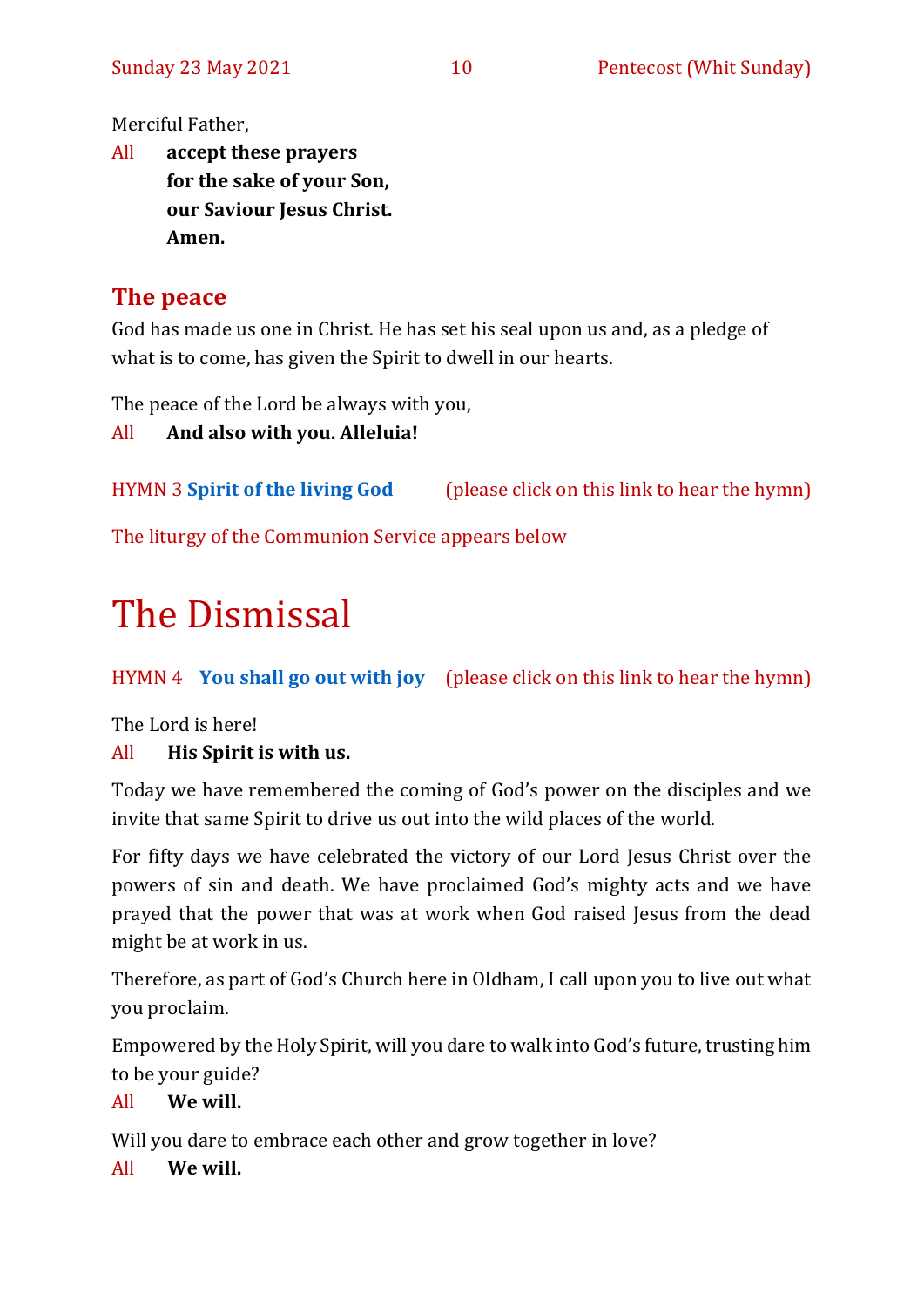Merciful Father,

All **accept these prayers**
**for the sake of your Son,**
**our Saviour Jesus Christ.**
**Amen.**

## The peace

God has made us one in Christ. He has set his seal upon us and, as a pledge of what is to come, has given the Spirit to dwell in our hearts.

The peace of the Lord be always with you,

All **And also with you. Alleluia!**

HYMN 3 **Spirit of the living God** (please click on this link to hear the hymn)

The liturgy of the Communion Service appears below

# The Dismissal

HYMN 4 **You shall go out with joy** (please click on this link to hear the hymn)

The Lord is here!

All **His Spirit is with us.**

Today we have remembered the coming of God's power on the disciples and we invite that same Spirit to drive us out into the wild places of the world.

For fifty days we have celebrated the victory of our Lord Jesus Christ over the powers of sin and death. We have proclaimed God's mighty acts and we have prayed that the power that was at work when God raised Jesus from the dead might be at work in us.

Therefore, as part of God's Church here in Oldham, I call upon you to live out what you proclaim.

Empowered by the Holy Spirit, will you dare to walk into God's future, trusting him to be your guide?

All **We will.**

Will you dare to embrace each other and grow together in love?

All **We will.**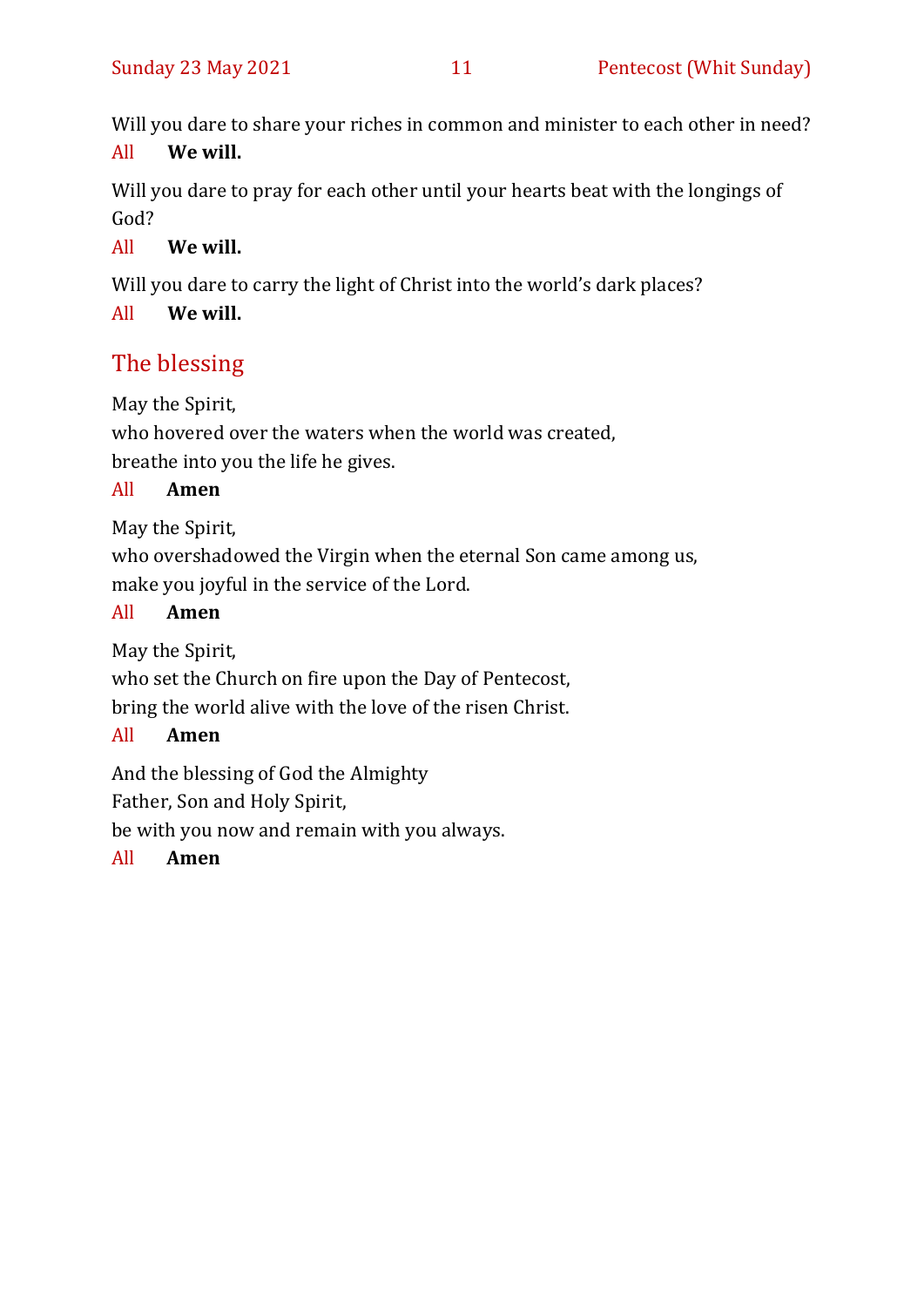Will you dare to share your riches in common and minister to each other in need?

All **We will.**

Will you dare to pray for each other until your hearts beat with the longings of God?

All **We will.**

Will you dare to carry the light of Christ into the world's dark places?

All **We will.**

## The blessing

May the Spirit,
who hovered over the waters when the world was created,
breathe into you the life he gives.

All **Amen**

May the Spirit,
who overshadowed the Virgin when the eternal Son came among us,
make you joyful in the service of the Lord.

All **Amen**

May the Spirit,
who set the Church on fire upon the Day of Pentecost,
bring the world alive with the love of the risen Christ.

All **Amen**

And the blessing of God the Almighty
Father, Son and Holy Spirit,
be with you now and remain with you always.

All **Amen**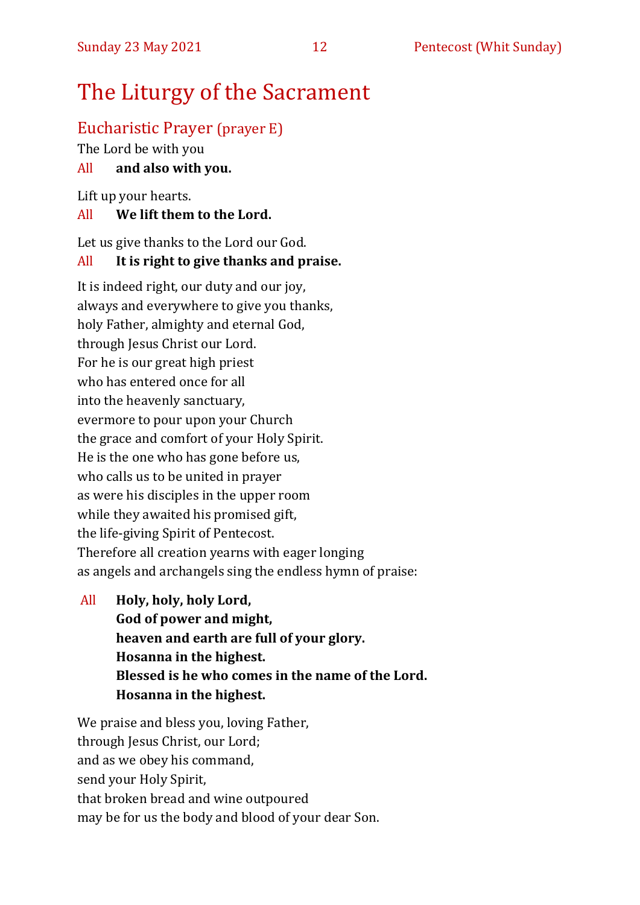# The Liturgy of the Sacrament

## Eucharistic Prayer (prayer E)

The Lord be with you

All **and also with you.**

Lift up your hearts.

All **We lift them to the Lord.**

Let us give thanks to the Lord our God.

All **It is right to give thanks and praise.**

It is indeed right, our duty and our joy,
always and everywhere to give you thanks,
holy Father, almighty and eternal God,
through Jesus Christ our Lord.
For he is our great high priest
who has entered once for all
into the heavenly sanctuary,
evermore to pour upon your Church
the grace and comfort of your Holy Spirit.
He is the one who has gone before us,
who calls us to be united in prayer
as were his disciples in the upper room
while they awaited his promised gift,
the life-giving Spirit of Pentecost.
Therefore all creation yearns with eager longing
as angels and archangels sing the endless hymn of praise:

All **Holy, holy, holy Lord,**
**God of power and might,**
**heaven and earth are full of your glory.**
**Hosanna in the highest.**
**Blessed is he who comes in the name of the Lord.**
**Hosanna in the highest.**

We praise and bless you, loving Father,
through Jesus Christ, our Lord;
and as we obey his command,
send your Holy Spirit,
that broken bread and wine outpoured
may be for us the body and blood of your dear Son.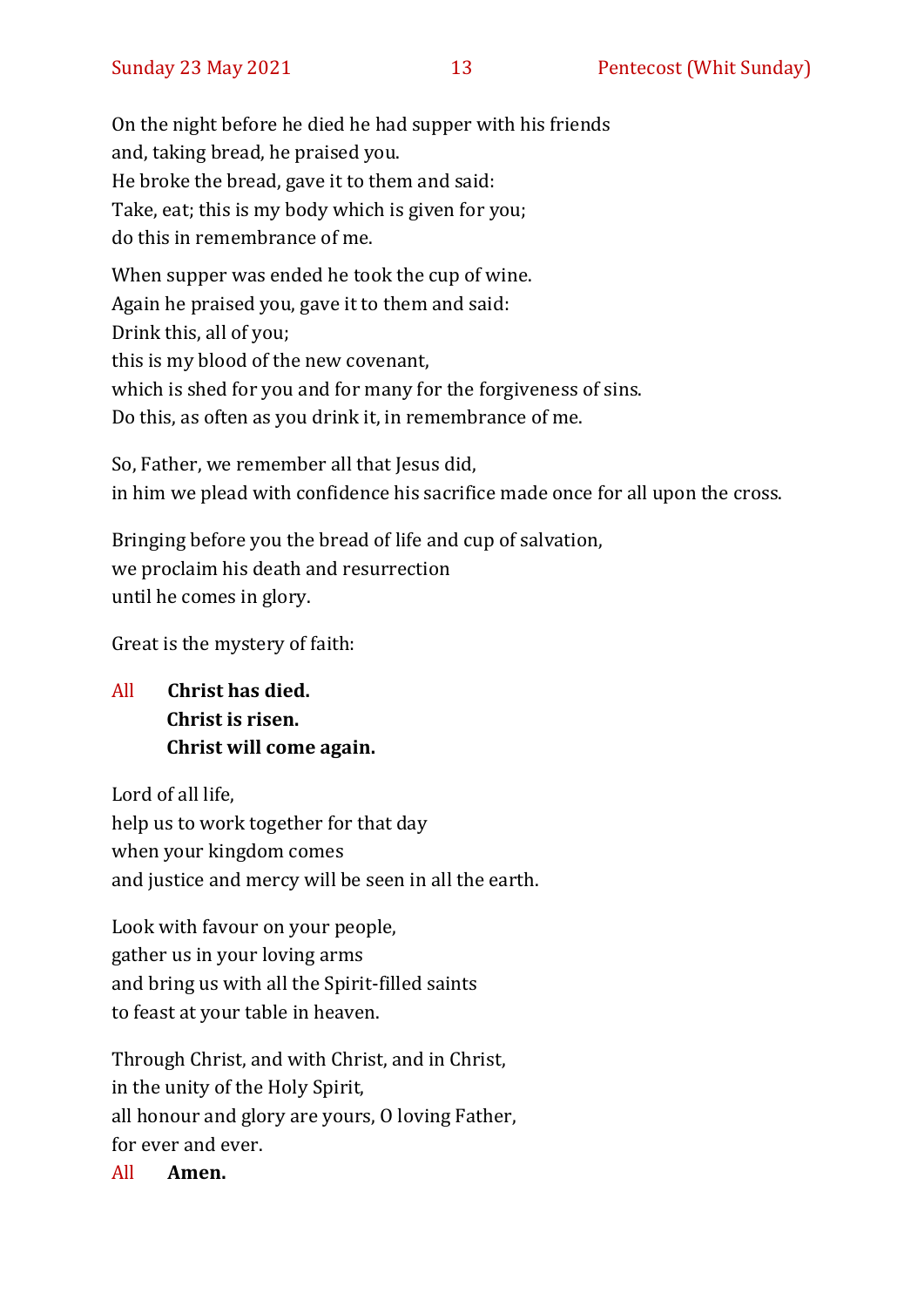On the night before he died he had supper with his friends
and, taking bread, he praised you.
He broke the bread, gave it to them and said:
Take, eat; this is my body which is given for you;
do this in remembrance of me.

When supper was ended he took the cup of wine.
Again he praised you, gave it to them and said:
Drink this, all of you;
this is my blood of the new covenant,
which is shed for you and for many for the forgiveness of sins.
Do this, as often as you drink it, in remembrance of me.

So, Father, we remember all that Jesus did,
in him we plead with confidence his sacrifice made once for all upon the cross.

Bringing before you the bread of life and cup of salvation,
we proclaim his death and resurrection
until he comes in glory.

Great is the mystery of faith:

All **Christ has died.**
**Christ is risen.**
**Christ will come again.**

Lord of all life,
help us to work together for that day
when your kingdom comes
and justice and mercy will be seen in all the earth.

Look with favour on your people,
gather us in your loving arms
and bring us with all the Spirit-filled saints
to feast at your table in heaven.

Through Christ, and with Christ, and in Christ,
in the unity of the Holy Spirit,
all honour and glory are yours, O loving Father,
for ever and ever.

All **Amen.**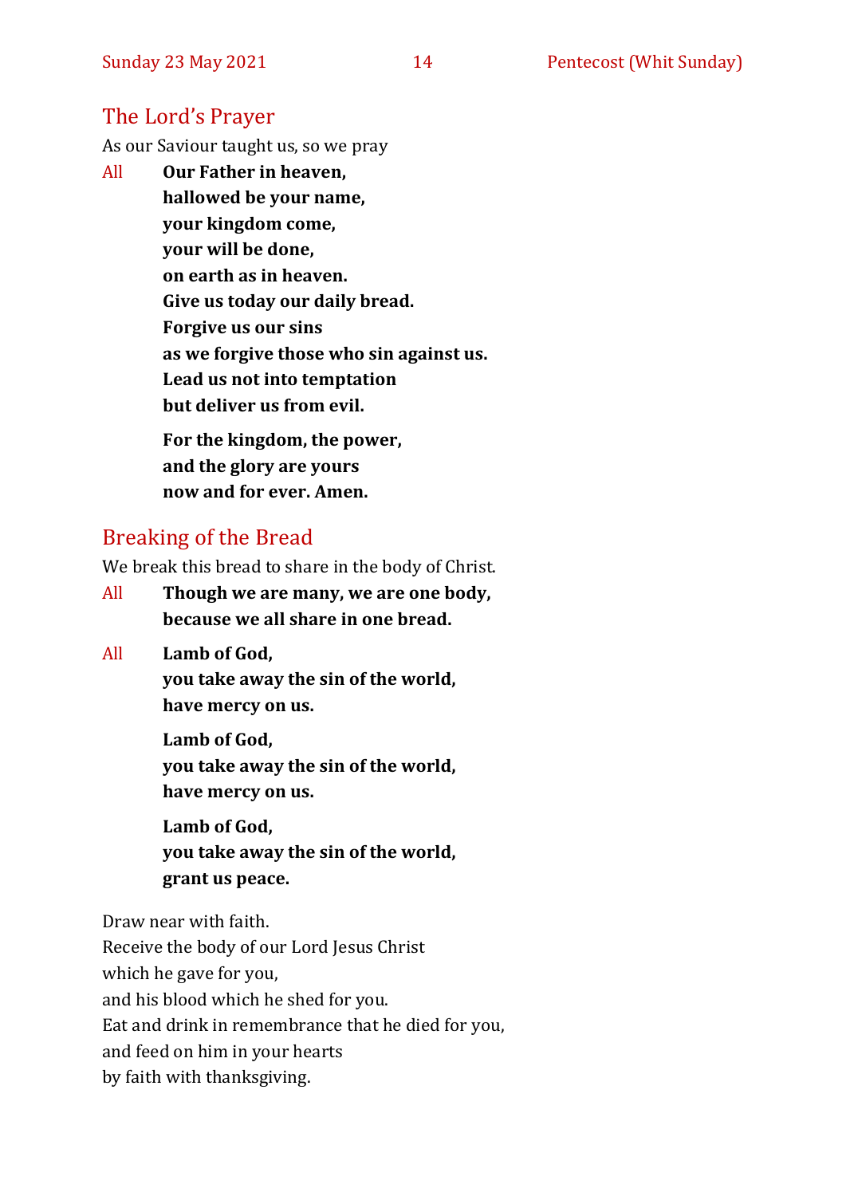## The Lord's Prayer

As our Saviour taught us, so we pray

All **Our Father in heaven,**
**hallowed be your name,**
**your kingdom come,**
**your will be done,**
**on earth as in heaven.**
**Give us today our daily bread.**
**Forgive us our sins**
**as we forgive those who sin against us.**
**Lead us not into temptation**
**but deliver us from evil.**

**For the kingdom, the power,**
**and the glory are yours**
**now and for ever. Amen.**

## Breaking of the Bread

We break this bread to share in the body of Christ.

All **Though we are many, we are one body,**
**because we all share in one bread.**

All **Lamb of God,**
**you take away the sin of the world,**
**have mercy on us.**

**Lamb of God,**
**you take away the sin of the world,**
**have mercy on us.**

**Lamb of God,**
**you take away the sin of the world,**
**grant us peace.**

Draw near with faith.
Receive the body of our Lord Jesus Christ
which he gave for you,
and his blood which he shed for you.
Eat and drink in remembrance that he died for you,
and feed on him in your hearts
by faith with thanksgiving.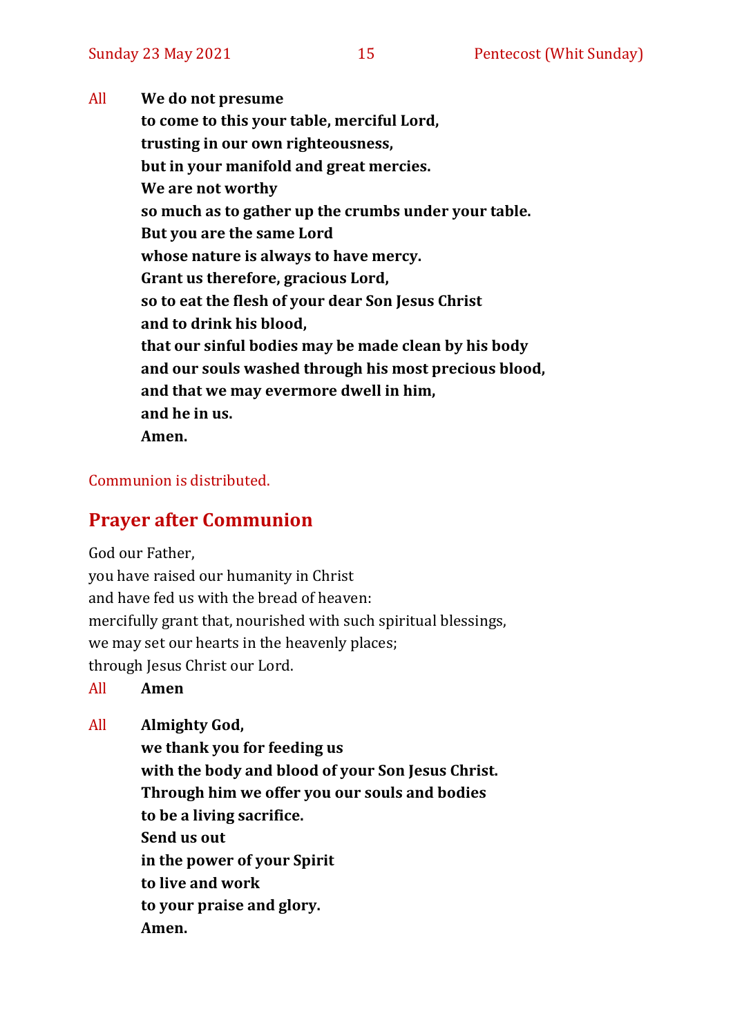All **We do not presume**
**to come to this your table, merciful Lord,**
**trusting in our own righteousness,**
**but in your manifold and great mercies.**
**We are not worthy**
**so much as to gather up the crumbs under your table.**
**But you are the same Lord**
**whose nature is always to have mercy.**
**Grant us therefore, gracious Lord,**
**so to eat the flesh of your dear Son Jesus Christ**
**and to drink his blood,**
**that our sinful bodies may be made clean by his body**
**and our souls washed through his most precious blood,**
**and that we may evermore dwell in him,**
**and he in us.**
**Amen.**

Communion is distributed.

## Prayer after Communion

God our Father,
you have raised our humanity in Christ
and have fed us with the bread of heaven:
mercifully grant that, nourished with such spiritual blessings,
we may set our hearts in the heavenly places;
through Jesus Christ our Lord.

All **Amen**

All **Almighty God,**
**we thank you for feeding us**
**with the body and blood of your Son Jesus Christ.**
**Through him we offer you our souls and bodies**
**to be a living sacrifice.**
**Send us out**
**in the power of your Spirit**
**to live and work**
**to your praise and glory.**
**Amen.**